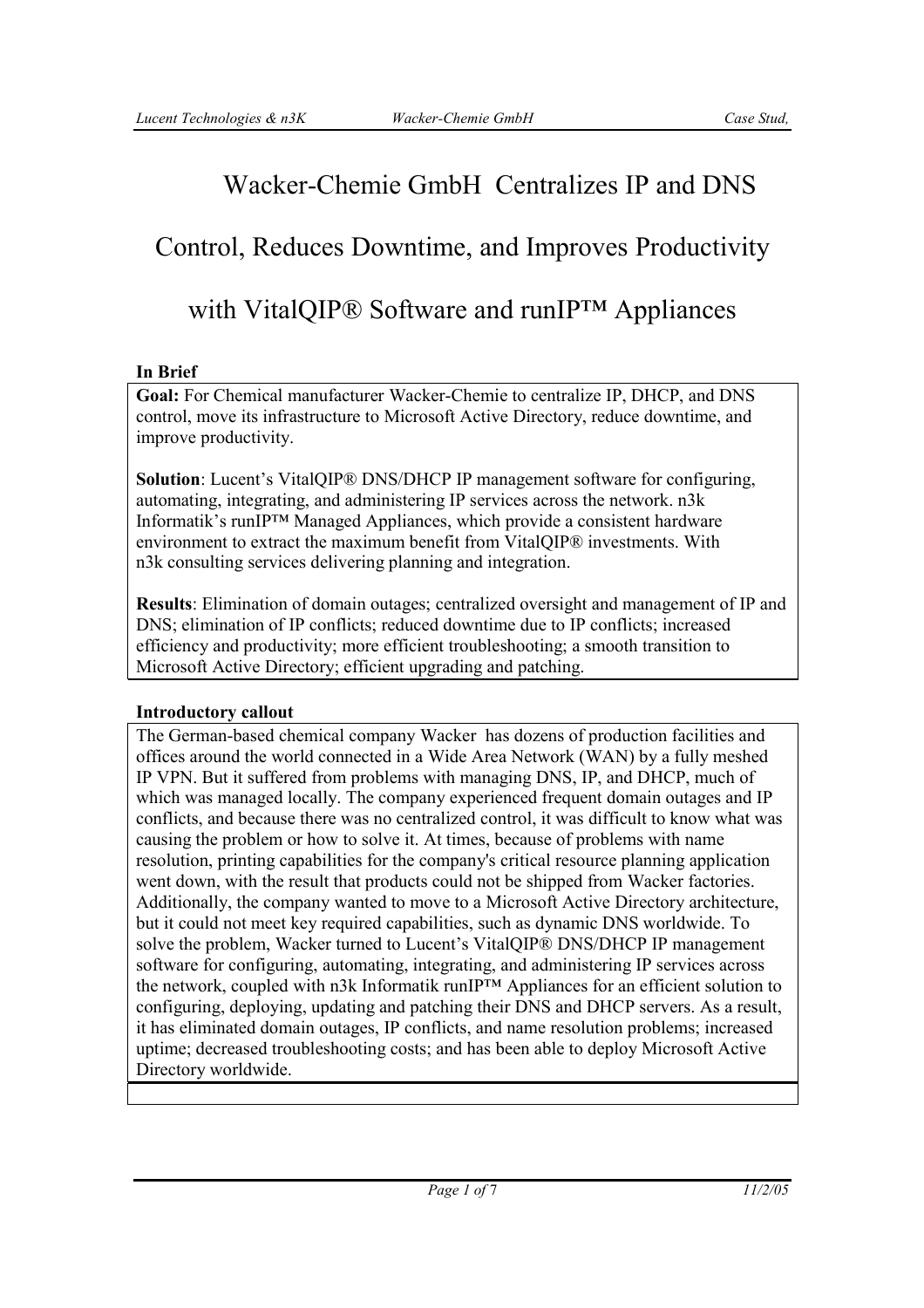# Wacker-Chemie GmbH Centralizes IP and DNS Control, Reduces Downtime, and Improves Productivity with VitalQIP® Software and runIP™ Appliances

**In Brief**

**Goal:** For Chemical manufacturer Wacker-Chemie to centralize IP, DHCP, and DNS control, move its infrastructure to Microsoft Active Directory, reduce downtime, and improve productivity.

**Solution**: Lucent's VitalQIP® DNS/DHCP IP management software for configuring, automating, integrating, and administering IP services across the network. n3k Informatik's runIP™ Managed Appliances, which provide a consistent hardware environment to extract the maximum benefit from VitalQIP® investments. With n3k consulting services delivering planning and integration.

**Results**: Elimination of domain outages; centralized oversight and management of IP and DNS; elimination of IP conflicts; reduced downtime due to IP conflicts; increased efficiency and productivity; more efficient troubleshooting; a smooth transition to Microsoft Active Directory; efficient upgrading and patching.

**Introductory callout**

The German-based chemical company Wacker has dozens of production facilities and offices around the world connected in a Wide Area Network (WAN) by a fully meshed IP VPN. But it suffered from problems with managing DNS, IP, and DHCP, much of which was managed locally. The company experienced frequent domain outages and IP conflicts, and because there was no centralized control, it was difficult to know what was causing the problem or how to solve it. At times, because of problems with name resolution, printing capabilities for the company's critical resource planning application went down, with the result that products could not be shipped from Wacker factories. Additionally, the company wanted to move to a Microsoft Active Directory architecture, but it could not meet key required capabilities, such as dynamic DNS worldwide. To solve the problem, Wacker turned to Lucent's VitalQIP® DNS/DHCP IP management software for configuring, automating, integrating, and administering IP services across the network, coupled with n3k Informatik runIP™ Appliances for an efficient solution to configuring, deploying, updating and patching their DNS and DHCP servers. As a result, it has eliminated domain outages, IP conflicts, and name resolution problems; increased uptime; decreased troubleshooting costs; and has been able to deploy Microsoft Active Directory worldwide.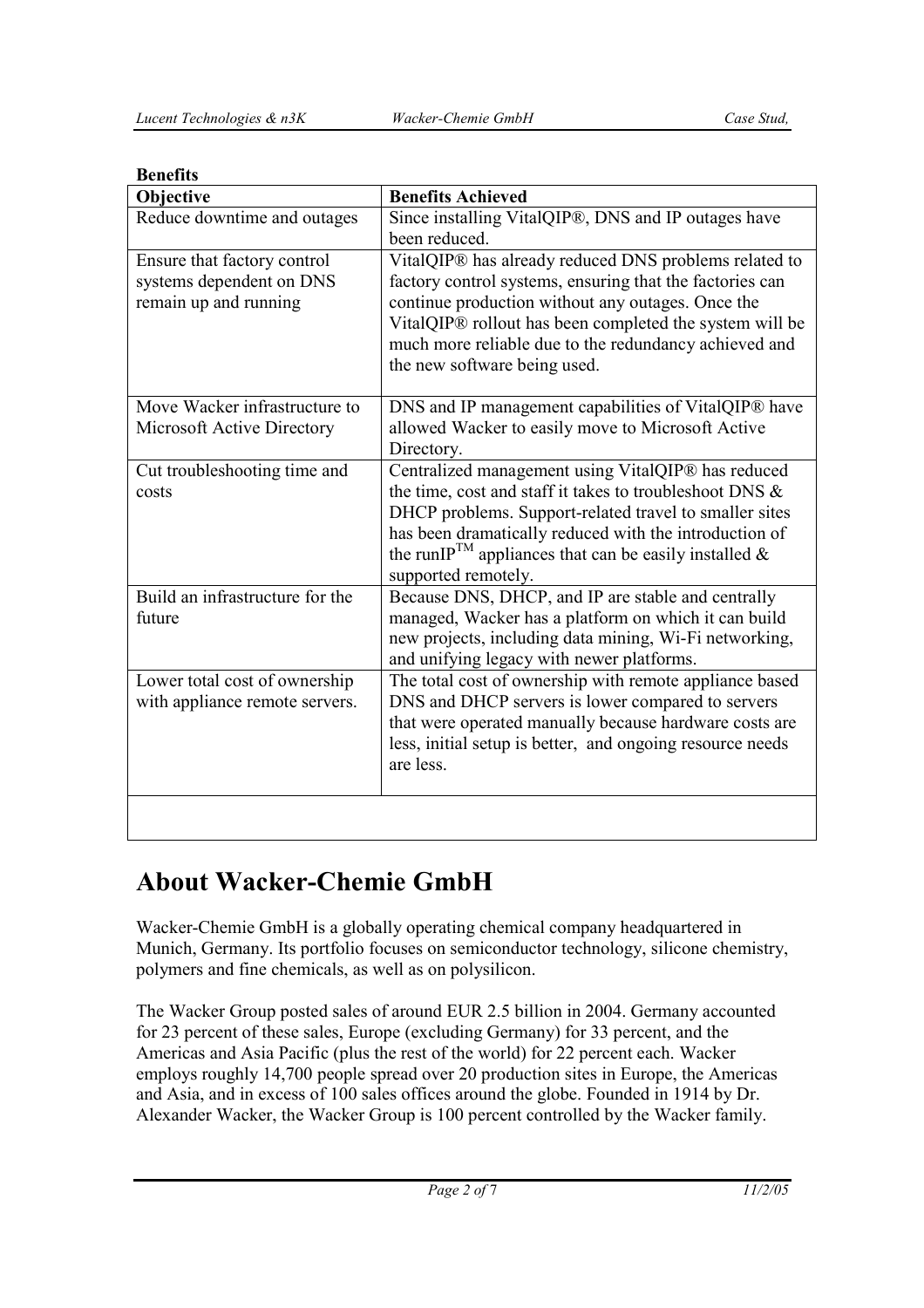**Benefits**

| Objective | Benefits Achieved |
| --- | --- |
| Reduce downtime and outages | Since installing VitalQIP®, DNS and IP outages have been reduced. |
| Ensure that factory control systems dependent on DNS remain up and running | VitalQIP® has already reduced DNS problems related to factory control systems, ensuring that the factories can continue production without any outages. Once the VitalQIP® rollout has been completed the system will be much more reliable due to the redundancy achieved and the new software being used. |
| Move Wacker infrastructure to Microsoft Active Directory | DNS and IP management capabilities of VitalQIP® have allowed Wacker to easily move to Microsoft Active Directory. |
| Cut troubleshooting time and costs | Centralized management using VitalQIP® has reduced the time, cost and staff it takes to troubleshoot DNS & DHCP problems. Support-related travel to smaller sites has been dramatically reduced with the introduction of the runIP™ appliances that can be easily installed & supported remotely. |
| Build an infrastructure for the future | Because DNS, DHCP, and IP are stable and centrally managed, Wacker has a platform on which it can build new projects, including data mining, Wi-Fi networking, and unifying legacy with newer platforms. |
| Lower total cost of ownership with appliance remote servers. | The total cost of ownership with remote appliance based DNS and DHCP servers is lower compared to servers that were operated manually because hardware costs are less, initial setup is better, and ongoing resource needs are less. |
| | |

# About Wacker-Chemie GmbH

Wacker-Chemie GmbH is a globally operating chemical company headquartered in Munich, Germany. Its portfolio focuses on semiconductor technology, silicone chemistry, polymers and fine chemicals, as well as on polysilicon.

The Wacker Group posted sales of around EUR 2.5 billion in 2004. Germany accounted for 23 percent of these sales, Europe (excluding Germany) for 33 percent, and the Americas and Asia Pacific (plus the rest of the world) for 22 percent each. Wacker employs roughly 14,700 people spread over 20 production sites in Europe, the Americas and Asia, and in excess of 100 sales offices around the globe. Founded in 1914 by Dr. Alexander Wacker, the Wacker Group is 100 percent controlled by the Wacker family.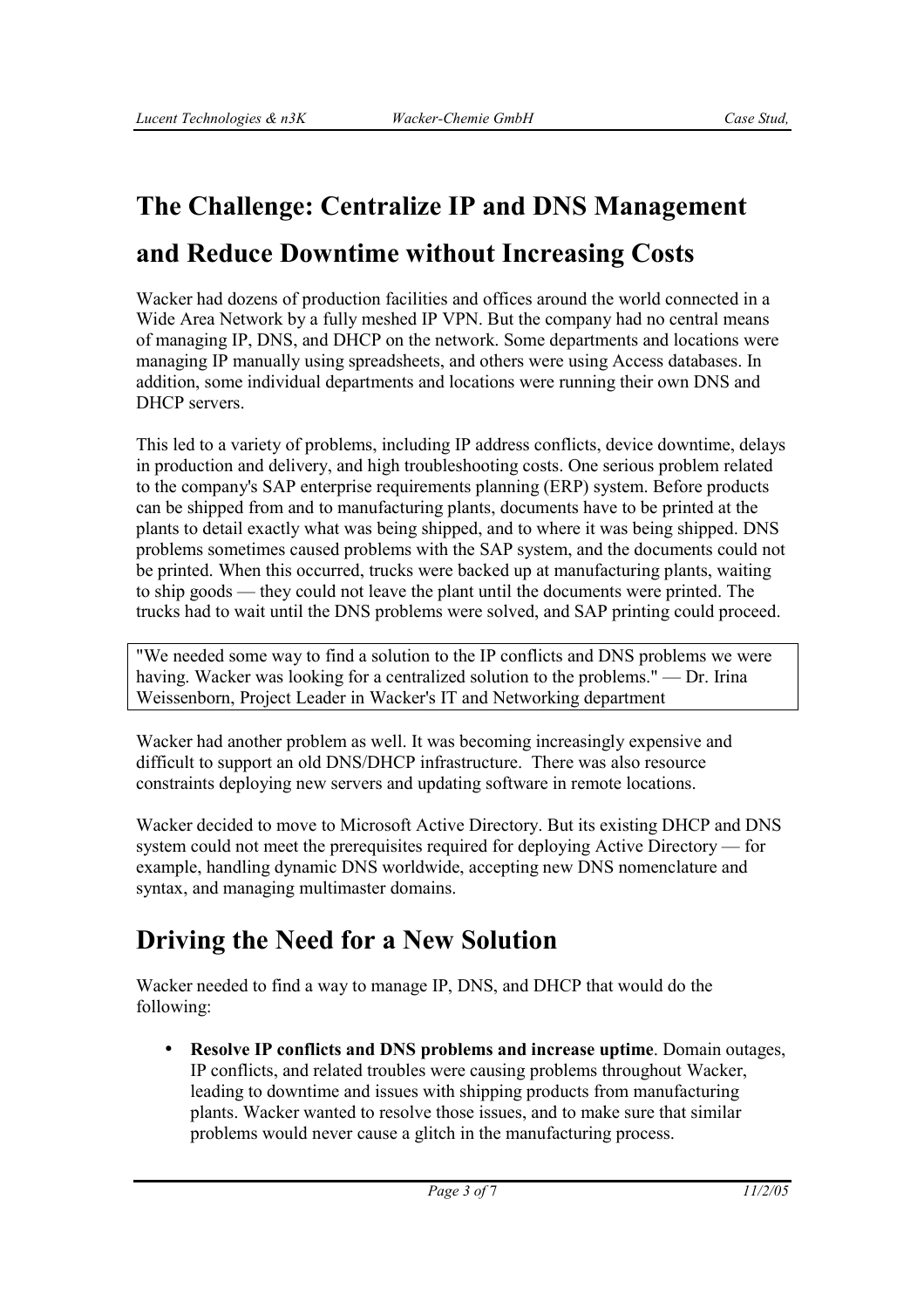## The Challenge: Centralize IP and DNS Management and Reduce Downtime without Increasing Costs

Wacker had dozens of production facilities and offices around the world connected in a Wide Area Network by a fully meshed IP VPN. But the company had no central means of managing IP, DNS, and DHCP on the network. Some departments and locations were managing IP manually using spreadsheets, and others were using Access databases. In addition, some individual departments and locations were running their own DNS and DHCP servers.

This led to a variety of problems, including IP address conflicts, device downtime, delays in production and delivery, and high troubleshooting costs. One serious problem related to the company's SAP enterprise requirements planning (ERP) system. Before products can be shipped from and to manufacturing plants, documents have to be printed at the plants to detail exactly what was being shipped, and to where it was being shipped. DNS problems sometimes caused problems with the SAP system, and the documents could not be printed. When this occurred, trucks were backed up at manufacturing plants, waiting to ship goods — they could not leave the plant until the documents were printed. The trucks had to wait until the DNS problems were solved, and SAP printing could proceed.

> "We needed some way to find a solution to the IP conflicts and DNS problems we were having. Wacker was looking for a centralized solution to the problems." — Dr. Irina Weissenborn, Project Leader in Wacker's IT and Networking department

Wacker had another problem as well. It was becoming increasingly expensive and difficult to support an old DNS/DHCP infrastructure. There was also resource constraints deploying new servers and updating software in remote locations.

Wacker decided to move to Microsoft Active Directory. But its existing DHCP and DNS system could not meet the prerequisites required for deploying Active Directory — for example, handling dynamic DNS worldwide, accepting new DNS nomenclature and syntax, and managing multimaster domains.

## Driving the Need for a New Solution

Wacker needed to find a way to manage IP, DNS, and DHCP that would do the following:

- **Resolve IP conflicts and DNS problems and increase uptime**. Domain outages, IP conflicts, and related troubles were causing problems throughout Wacker, leading to downtime and issues with shipping products from manufacturing plants. Wacker wanted to resolve those issues, and to make sure that similar problems would never cause a glitch in the manufacturing process.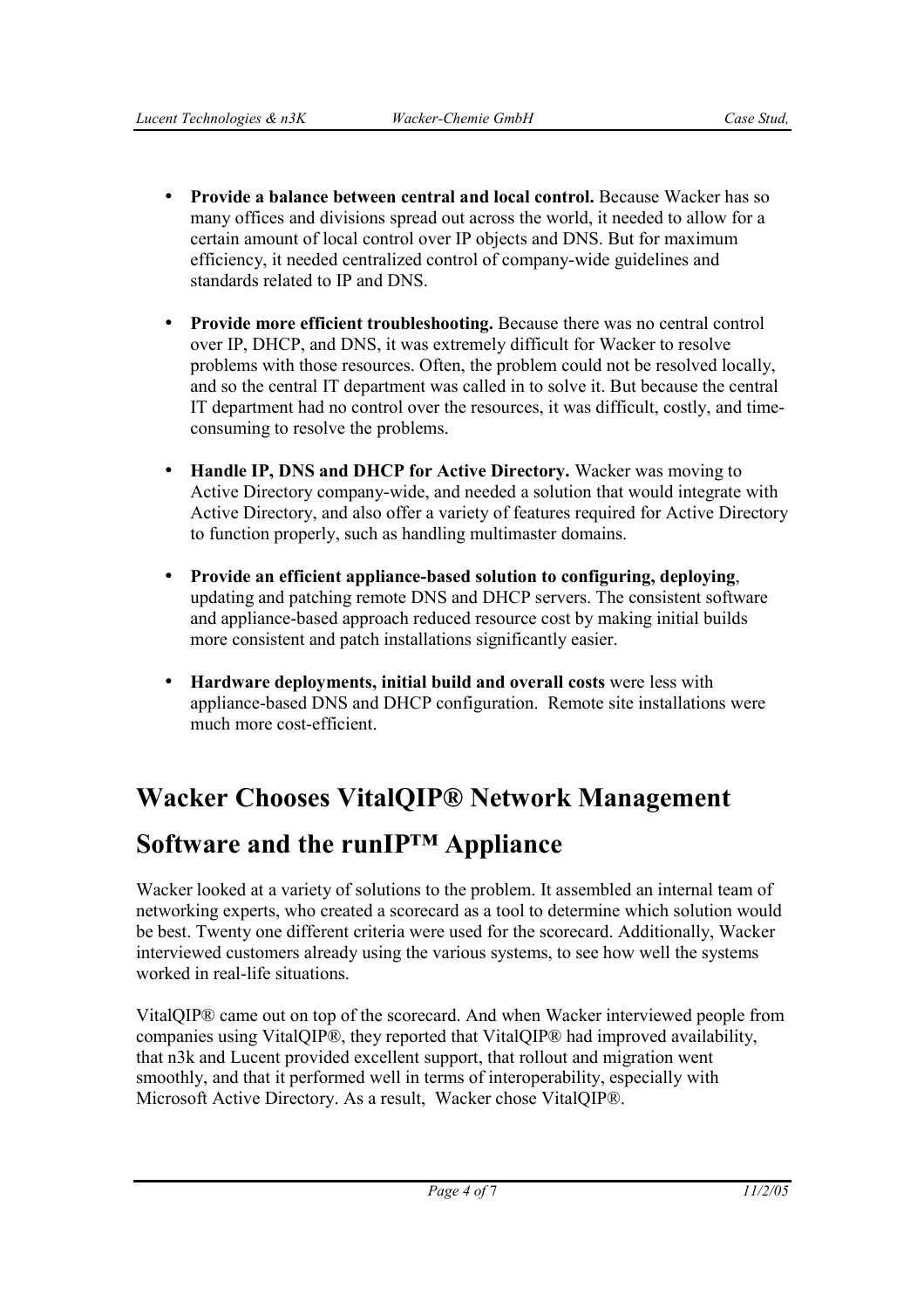- **Provide a balance between central and local control.** Because Wacker has so many offices and divisions spread out across the world, it needed to allow for a certain amount of local control over IP objects and DNS. But for maximum efficiency, it needed centralized control of company-wide guidelines and standards related to IP and DNS.

- **Provide more efficient troubleshooting.** Because there was no central control over IP, DHCP, and DNS, it was extremely difficult for Wacker to resolve problems with those resources. Often, the problem could not be resolved locally, and so the central IT department was called in to solve it. But because the central IT department had no control over the resources, it was difficult, costly, and time-consuming to resolve the problems.

- **Handle IP, DNS and DHCP for Active Directory.** Wacker was moving to Active Directory company-wide, and needed a solution that would integrate with Active Directory, and also offer a variety of features required for Active Directory to function properly, such as handling multimaster domains.

- **Provide an efficient appliance-based solution to configuring, deploying**, updating and patching remote DNS and DHCP servers. The consistent software and appliance-based approach reduced resource cost by making initial builds more consistent and patch installations significantly easier.

- **Hardware deployments, initial build and overall costs** were less with appliance-based DNS and DHCP configuration. Remote site installations were much more cost-efficient.

# Wacker Chooses VitalQIP® Network Management Software and the runIP™ Appliance

Wacker looked at a variety of solutions to the problem. It assembled an internal team of networking experts, who created a scorecard as a tool to determine which solution would be best. Twenty one different criteria were used for the scorecard. Additionally, Wacker interviewed customers already using the various systems, to see how well the systems worked in real-life situations.

VitalQIP® came out on top of the scorecard. And when Wacker interviewed people from companies using VitalQIP®, they reported that VitalQIP® had improved availability, that n3k and Lucent provided excellent support, that rollout and migration went smoothly, and that it performed well in terms of interoperability, especially with Microsoft Active Directory. As a result, Wacker chose VitalQIP®.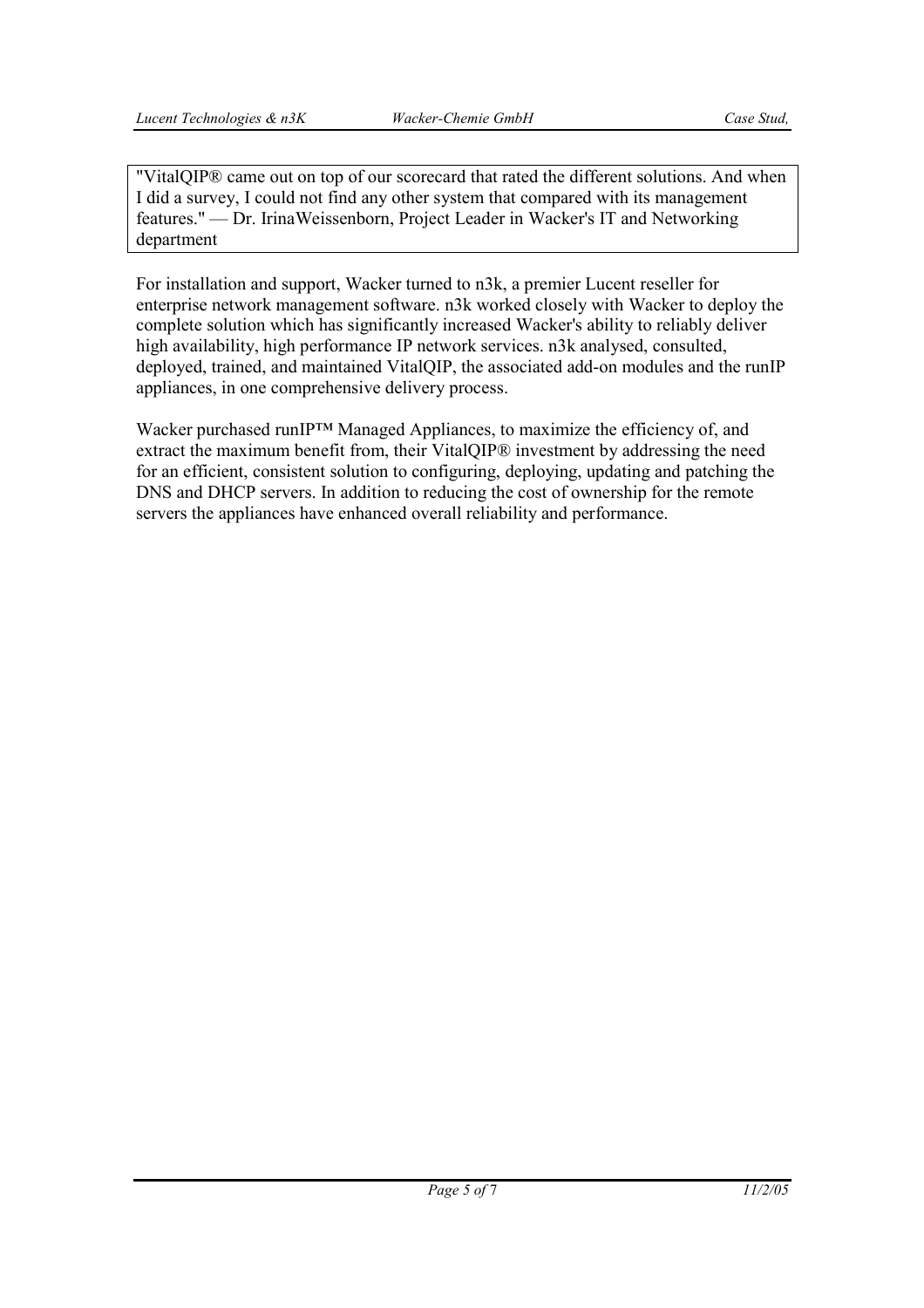> "VitalQIP® came out on top of our scorecard that rated the different solutions. And when I did a survey, I could not find any other system that compared with its management features." — Dr. IrinaWeissenborn, Project Leader in Wacker's IT and Networking department

For installation and support, Wacker turned to n3k, a premier Lucent reseller for enterprise network management software. n3k worked closely with Wacker to deploy the complete solution which has significantly increased Wacker's ability to reliably deliver high availability, high performance IP network services. n3k analysed, consulted, deployed, trained, and maintained VitalQIP, the associated add-on modules and the runIP appliances, in one comprehensive delivery process.

Wacker purchased runIP™ Managed Appliances, to maximize the efficiency of, and extract the maximum benefit from, their VitalQIP® investment by addressing the need for an efficient, consistent solution to configuring, deploying, updating and patching the DNS and DHCP servers. In addition to reducing the cost of ownership for the remote servers the appliances have enhanced overall reliability and performance.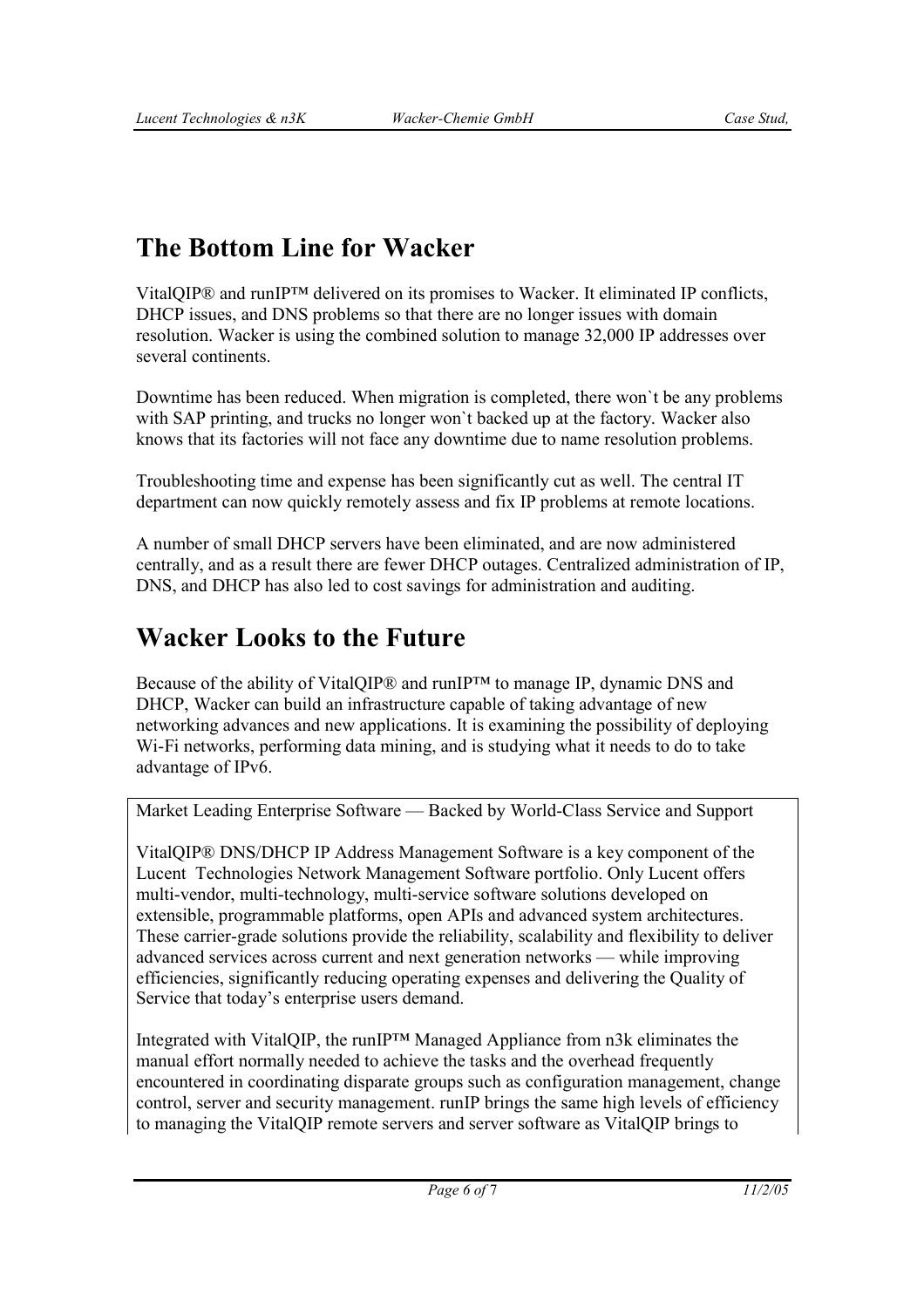# The Bottom Line for Wacker

VitalQIP® and runIP™ delivered on its promises to Wacker. It eliminated IP conflicts, DHCP issues, and DNS problems so that there are no longer issues with domain resolution. Wacker is using the combined solution to manage 32,000 IP addresses over several continents.

Downtime has been reduced. When migration is completed, there won`t be any problems with SAP printing, and trucks no longer won`t backed up at the factory. Wacker also knows that its factories will not face any downtime due to name resolution problems.

Troubleshooting time and expense has been significantly cut as well. The central IT department can now quickly remotely assess and fix IP problems at remote locations.

A number of small DHCP servers have been eliminated, and are now administered centrally, and as a result there are fewer DHCP outages. Centralized administration of IP, DNS, and DHCP has also led to cost savings for administration and auditing.

# Wacker Looks to the Future

Because of the ability of VitalQIP® and runIP™ to manage IP, dynamic DNS and DHCP, Wacker can build an infrastructure capable of taking advantage of new networking advances and new applications. It is examining the possibility of deploying Wi-Fi networks, performing data mining, and is studying what it needs to do to take advantage of IPv6.

Market Leading Enterprise Software — Backed by World-Class Service and Support

VitalQIP® DNS/DHCP IP Address Management Software is a key component of the Lucent Technologies Network Management Software portfolio. Only Lucent offers multi-vendor, multi-technology, multi-service software solutions developed on extensible, programmable platforms, open APIs and advanced system architectures. These carrier-grade solutions provide the reliability, scalability and flexibility to deliver advanced services across current and next generation networks — while improving efficiencies, significantly reducing operating expenses and delivering the Quality of Service that today's enterprise users demand.

Integrated with VitalQIP, the runIP™ Managed Appliance from n3k eliminates the manual effort normally needed to achieve the tasks and the overhead frequently encountered in coordinating disparate groups such as configuration management, change control, server and security management. runIP brings the same high levels of efficiency to managing the VitalQIP remote servers and server software as VitalQIP brings to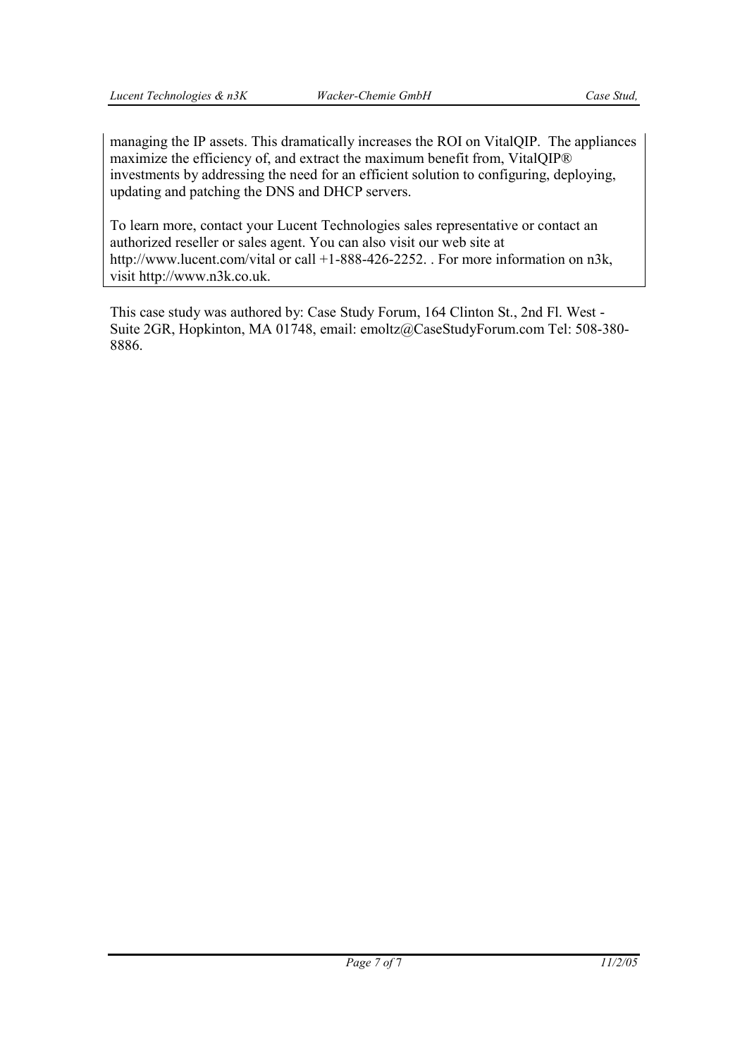managing the IP assets. This dramatically increases the ROI on VitalQIP. The appliances maximize the efficiency of, and extract the maximum benefit from, VitalQIP® investments by addressing the need for an efficient solution to configuring, deploying, updating and patching the DNS and DHCP servers.

To learn more, contact your Lucent Technologies sales representative or contact an authorized reseller or sales agent. You can also visit our web site at http://www.lucent.com/vital or call +1-888-426-2252. . For more information on n3k, visit http://www.n3k.co.uk.

This case study was authored by: Case Study Forum, 164 Clinton St., 2nd Fl. West - Suite 2GR, Hopkinton, MA 01748, email: emoltz@CaseStudyForum.com Tel: 508-380-8886.